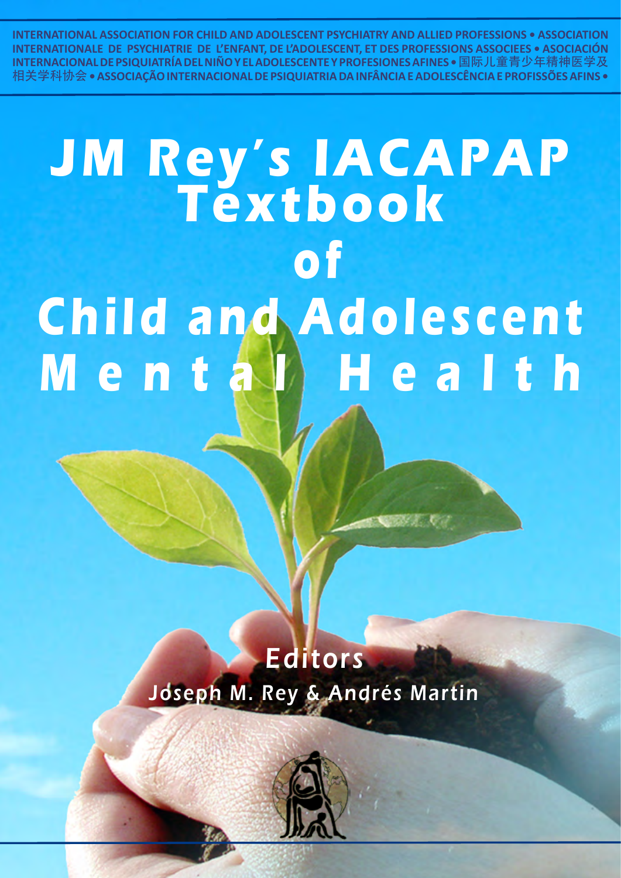INTERNATIONAL ASSOCIATION FOR CHILD AND ADOLESCENT PSYCHIATRY AND ALLIED PROFESSIONS • ASSOCIATION INTERNATIONALE DE PSYCHIATRIE DE L'ENFANT, DE L'ADOLESCENT, ET DES PROFESSIONS ASSOCIEES • ASOCIACIÓN INTERNACIONAL DE PSIQUIATRÍA DEL NIÑO Y EL ADOLESCENTE Y PROFESIONES AFINES • 国际儿童青少年精神医学及相关学科协会 • ASSOCIAÇÃO INTERNACIONAL DE PSIQUIATRIA DA INFÂNCIA E ADOLESCÊNCIA E PROFISSÕES AFINS •

# JM Rey's IACAPAP Textbook of Child and Adolescent Mental Health

## Editors

**Joseph M. Rey & Andrés Martin**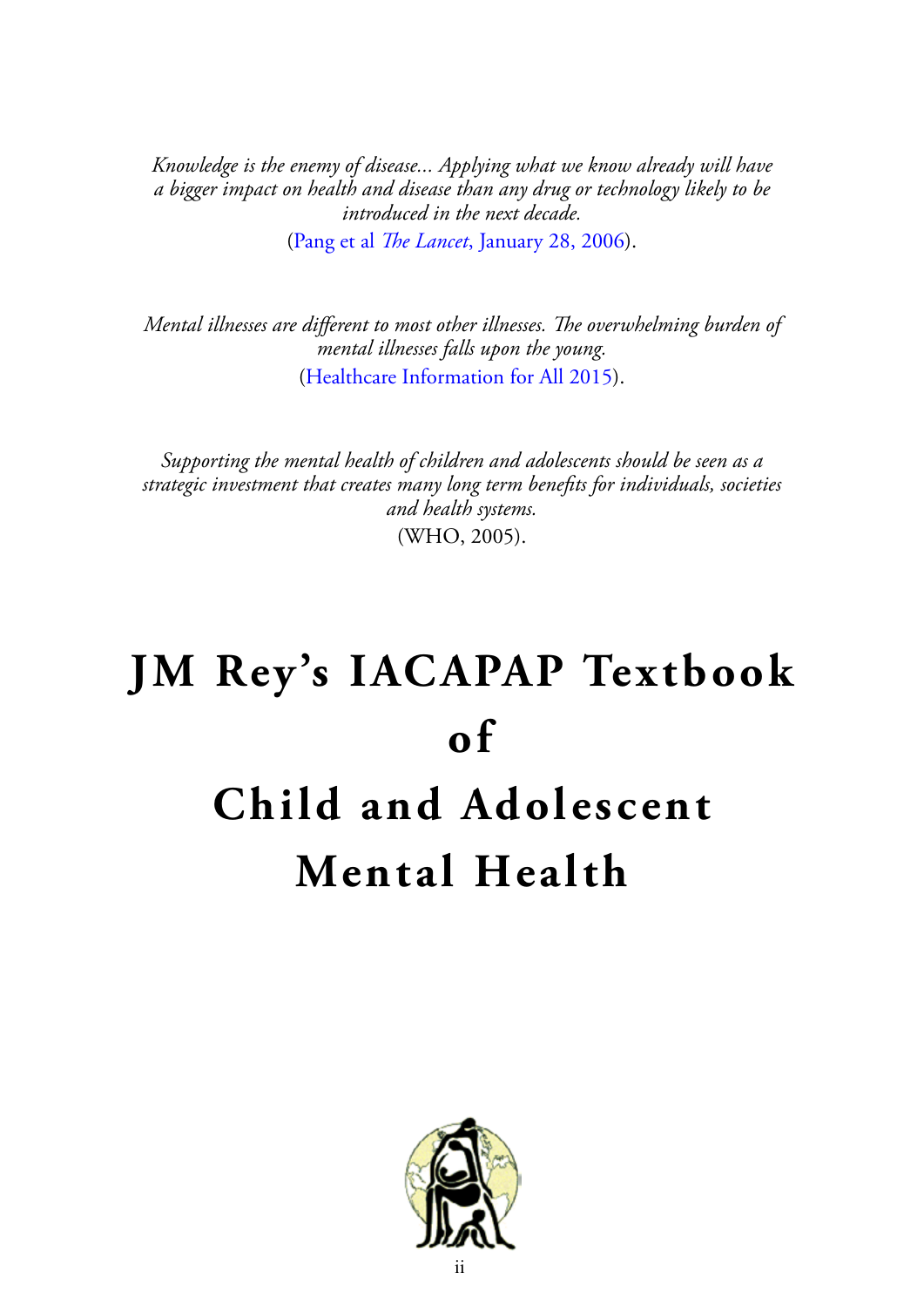*Knowledge is the enemy of disease... Applying what we know already will have a bigger impact on health and disease than any drug or technology likely to be introduced in the next decade.*

(Pang et al *The Lancet*, January 28, 2006).

*Mental illnesses are different to most other illnesses. The overwhelming burden of mental illnesses falls upon the young.*

(Healthcare Information for All 2015).

*Supporting the mental health of children and adolescents should be seen as a strategic investment that creates many long term benefits for individuals, societies and health systems.*

(WHO, 2005).

# JM Rey's IACAPAP Textbook of Child and Adolescent Mental Health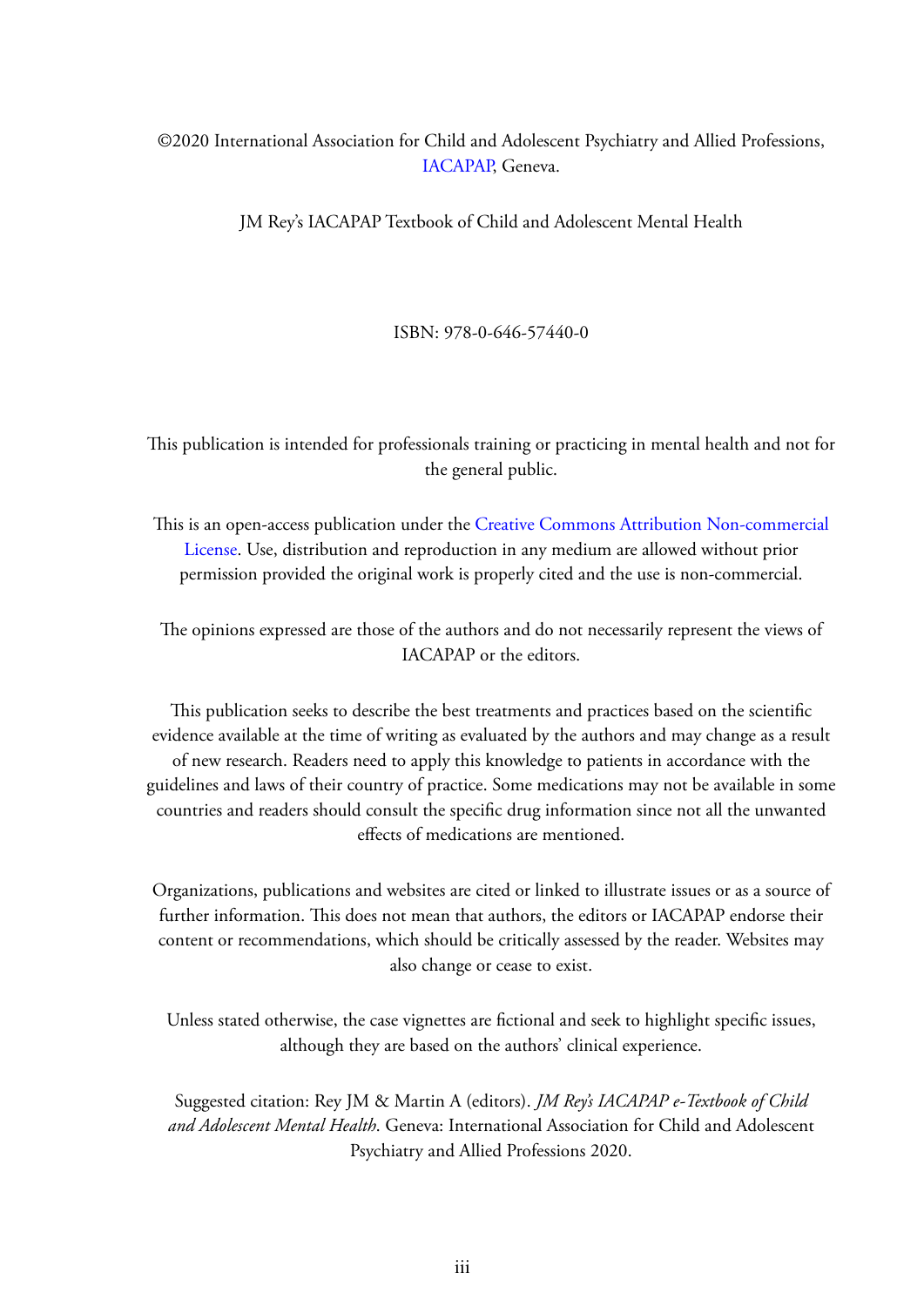©2020 International Association for Child and Adolescent Psychiatry and Allied Professions, IACAPAP, Geneva.

JM Rey's IACAPAP Textbook of Child and Adolescent Mental Health

ISBN: 978-0-646-57440-0

This publication is intended for professionals training or practicing in mental health and not for the general public.

This is an open-access publication under the Creative Commons Attribution Non-commercial License. Use, distribution and reproduction in any medium are allowed without prior permission provided the original work is properly cited and the use is non-commercial.

The opinions expressed are those of the authors and do not necessarily represent the views of IACAPAP or the editors.

This publication seeks to describe the best treatments and practices based on the scientific evidence available at the time of writing as evaluated by the authors and may change as a result of new research. Readers need to apply this knowledge to patients in accordance with the guidelines and laws of their country of practice. Some medications may not be available in some countries and readers should consult the specific drug information since not all the unwanted effects of medications are mentioned.

Organizations, publications and websites are cited or linked to illustrate issues or as a source of further information. This does not mean that authors, the editors or IACAPAP endorse their content or recommendations, which should be critically assessed by the reader. Websites may also change or cease to exist.

Unless stated otherwise, the case vignettes are fictional and seek to highlight specific issues, although they are based on the authors' clinical experience.

Suggested citation: Rey JM & Martin A (editors). *JM Rey's IACAPAP e-Textbook of Child and Adolescent Mental Health*. Geneva: International Association for Child and Adolescent Psychiatry and Allied Professions 2020.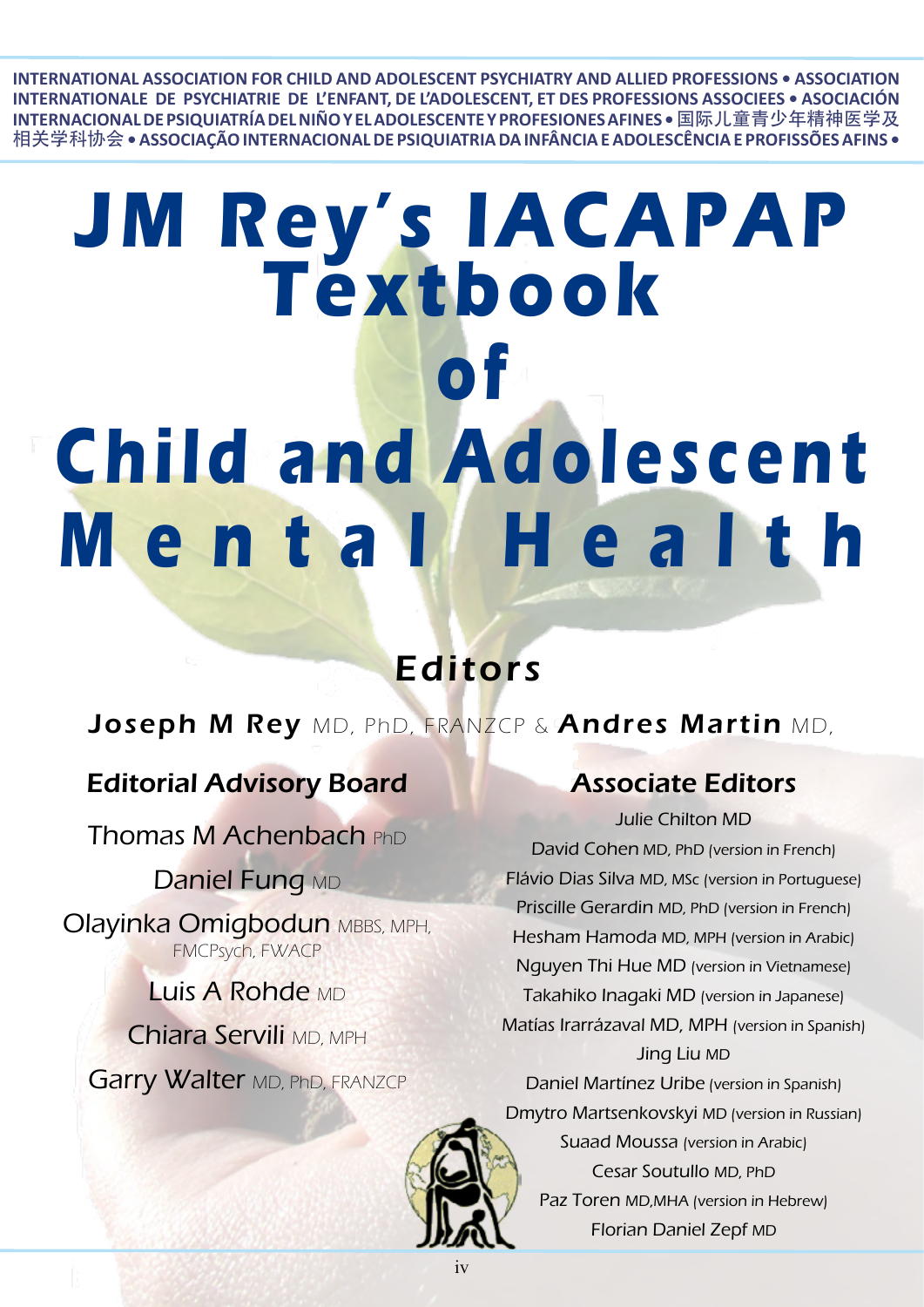INTERNATIONAL ASSOCIATION FOR CHILD AND ADOLESCENT PSYCHIATRY AND ALLIED PROFESSIONS • ASSOCIATION INTERNATIONALE DE PSYCHIATRIE DE L'ENFANT, DE L'ADOLESCENT, ET DES PROFESSIONS ASSOCIEES • ASOCIACIÓN INTERNACIONAL DE PSIQUIATRÍA DEL NIÑO Y EL ADOLESCENTE Y PROFESIONES AFINES • 国际儿童青少年精神医学及相关学科协会 • ASSOCIAÇÃO INTERNACIONAL DE PSIQUIATRIA DA INFÂNCIA E ADOLESCÊNCIA E PROFISSÕES AFINS •

# JM Rey's IACAPAP Textbook of Child and Adolescent Mental Health

## Editors

**Joseph M Rey** MD, PhD, FRANZCP & **Andres Martin** MD,

### Editorial Advisory Board

Thomas M Achenbach PhD

Daniel Fung MD

Olayinka Omigbodun MBBS, MPH, FMCPsych, FWACP

Luis A Rohde MD

Chiara Servili MD, MPH

Garry Walter MD, PhD, FRANZCP

### Associate Editors

Julie Chilton MD

David Cohen MD, PhD (version in French)

Flávio Dias Silva MD, MSc (version in Portuguese)

Priscille Gerardin MD, PhD (version in French)

Hesham Hamoda MD, MPH (version in Arabic)

Nguyen Thi Hue MD (version in Vietnamese)

Takahiko Inagaki MD (version in Japanese)

Matías Irarrázaval MD, MPH (version in Spanish)

Jing Liu MD

Daniel Martínez Uribe (version in Spanish)

Dmytro Martsenkovskyi MD (version in Russian)

Suaad Moussa (version in Arabic)

Cesar Soutullo MD, PhD

Paz Toren MD,MHA (version in Hebrew)

Florian Daniel Zepf MD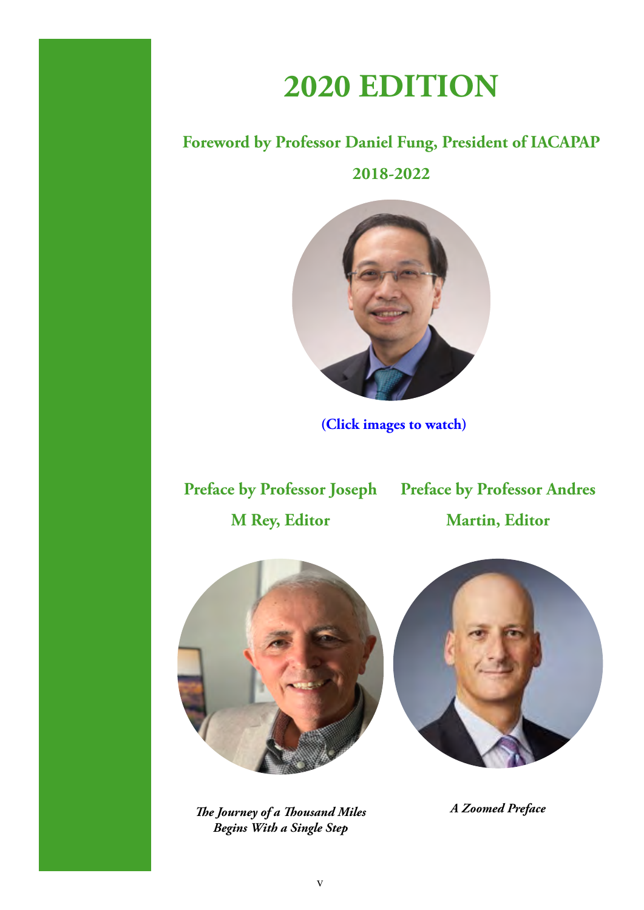# 2020 EDITION

## Foreword by Professor Daniel Fung, President of IACAPAP 2018-2022

**(Click images to watch)**

## Preface by Professor Joseph M Rey, Editor

*The Journey of a Thousand Miles Begins With a Single Step*

## Preface by Professor Andres Martin, Editor

*A Zoomed Preface*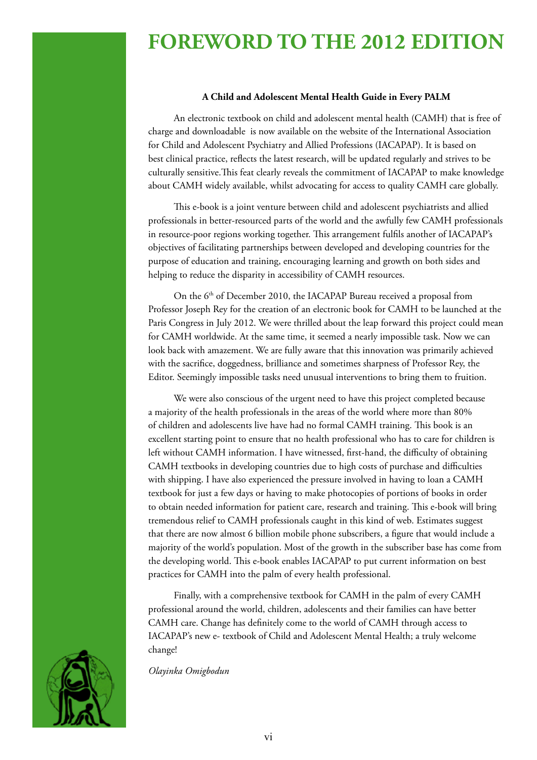# FOREWORD TO THE 2012 EDITION

**A Child and Adolescent Mental Health Guide in Every PALM**

An electronic textbook on child and adolescent mental health (CAMH) that is free of charge and downloadable is now available on the website of the International Association for Child and Adolescent Psychiatry and Allied Professions (IACAPAP). It is based on best clinical practice, reflects the latest research, will be updated regularly and strives to be culturally sensitive.This feat clearly reveals the commitment of IACAPAP to make knowledge about CAMH widely available, whilst advocating for access to quality CAMH care globally.

This e-book is a joint venture between child and adolescent psychiatrists and allied professionals in better-resourced parts of the world and the awfully few CAMH professionals in resource-poor regions working together. This arrangement fulfils another of IACAPAP's objectives of facilitating partnerships between developed and developing countries for the purpose of education and training, encouraging learning and growth on both sides and helping to reduce the disparity in accessibility of CAMH resources.

On the 6th of December 2010, the IACAPAP Bureau received a proposal from Professor Joseph Rey for the creation of an electronic book for CAMH to be launched at the Paris Congress in July 2012. We were thrilled about the leap forward this project could mean for CAMH worldwide. At the same time, it seemed a nearly impossible task. Now we can look back with amazement. We are fully aware that this innovation was primarily achieved with the sacrifice, doggedness, brilliance and sometimes sharpness of Professor Rey, the Editor. Seemingly impossible tasks need unusual interventions to bring them to fruition.

We were also conscious of the urgent need to have this project completed because a majority of the health professionals in the areas of the world where more than 80% of children and adolescents live have had no formal CAMH training. This book is an excellent starting point to ensure that no health professional who has to care for children is left without CAMH information. I have witnessed, first-hand, the difficulty of obtaining CAMH textbooks in developing countries due to high costs of purchase and difficulties with shipping. I have also experienced the pressure involved in having to loan a CAMH textbook for just a few days or having to make photocopies of portions of books in order to obtain needed information for patient care, research and training. This e-book will bring tremendous relief to CAMH professionals caught in this kind of web. Estimates suggest that there are now almost 6 billion mobile phone subscribers, a figure that would include a majority of the world's population. Most of the growth in the subscriber base has come from the developing world. This e-book enables IACAPAP to put current information on best practices for CAMH into the palm of every health professional.

Finally, with a comprehensive textbook for CAMH in the palm of every CAMH professional around the world, children, adolescents and their families can have better CAMH care. Change has definitely come to the world of CAMH through access to IACAPAP's new e- textbook of Child and Adolescent Mental Health; a truly welcome change!

*Olayinka Omigbodun*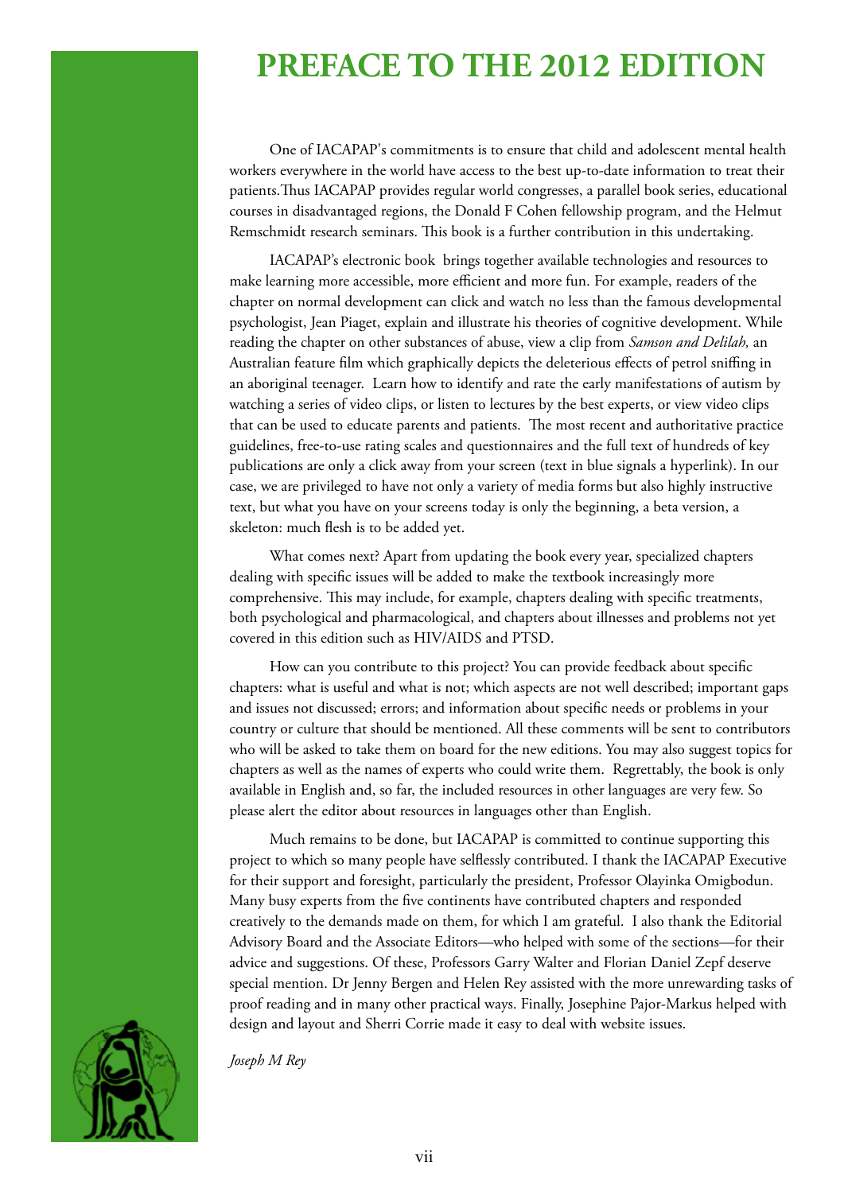# PREFACE TO THE 2012 EDITION

One of IACAPAP's commitments is to ensure that child and adolescent mental health workers everywhere in the world have access to the best up-to-date information to treat their patients.Thus IACAPAP provides regular world congresses, a parallel book series, educational courses in disadvantaged regions, the Donald F Cohen fellowship program, and the Helmut Remschmidt research seminars. This book is a further contribution in this undertaking.

IACAPAP's electronic book brings together available technologies and resources to make learning more accessible, more efficient and more fun. For example, readers of the chapter on normal development can click and watch no less than the famous developmental psychologist, Jean Piaget, explain and illustrate his theories of cognitive development. While reading the chapter on other substances of abuse, view a clip from *Samson and Delilah,* an Australian feature film which graphically depicts the deleterious effects of petrol sniffing in an aboriginal teenager. Learn how to identify and rate the early manifestations of autism by watching a series of video clips, or listen to lectures by the best experts, or view video clips that can be used to educate parents and patients. The most recent and authoritative practice guidelines, free-to-use rating scales and questionnaires and the full text of hundreds of key publications are only a click away from your screen (text in blue signals a hyperlink). In our case, we are privileged to have not only a variety of media forms but also highly instructive text, but what you have on your screens today is only the beginning, a beta version, a skeleton: much flesh is to be added yet.

What comes next? Apart from updating the book every year, specialized chapters dealing with specific issues will be added to make the textbook increasingly more comprehensive. This may include, for example, chapters dealing with specific treatments, both psychological and pharmacological, and chapters about illnesses and problems not yet covered in this edition such as HIV/AIDS and PTSD.

How can you contribute to this project? You can provide feedback about specific chapters: what is useful and what is not; which aspects are not well described; important gaps and issues not discussed; errors; and information about specific needs or problems in your country or culture that should be mentioned. All these comments will be sent to contributors who will be asked to take them on board for the new editions. You may also suggest topics for chapters as well as the names of experts who could write them. Regrettably, the book is only available in English and, so far, the included resources in other languages are very few. So please alert the editor about resources in languages other than English.

Much remains to be done, but IACAPAP is committed to continue supporting this project to which so many people have selflessly contributed. I thank the IACAPAP Executive for their support and foresight, particularly the president, Professor Olayinka Omigbodun. Many busy experts from the five continents have contributed chapters and responded creatively to the demands made on them, for which I am grateful. I also thank the Editorial Advisory Board and the Associate Editors—who helped with some of the sections—for their advice and suggestions. Of these, Professors Garry Walter and Florian Daniel Zepf deserve special mention. Dr Jenny Bergen and Helen Rey assisted with the more unrewarding tasks of proof reading and in many other practical ways. Finally, Josephine Pajor-Markus helped with design and layout and Sherri Corrie made it easy to deal with website issues.

*Joseph M Rey*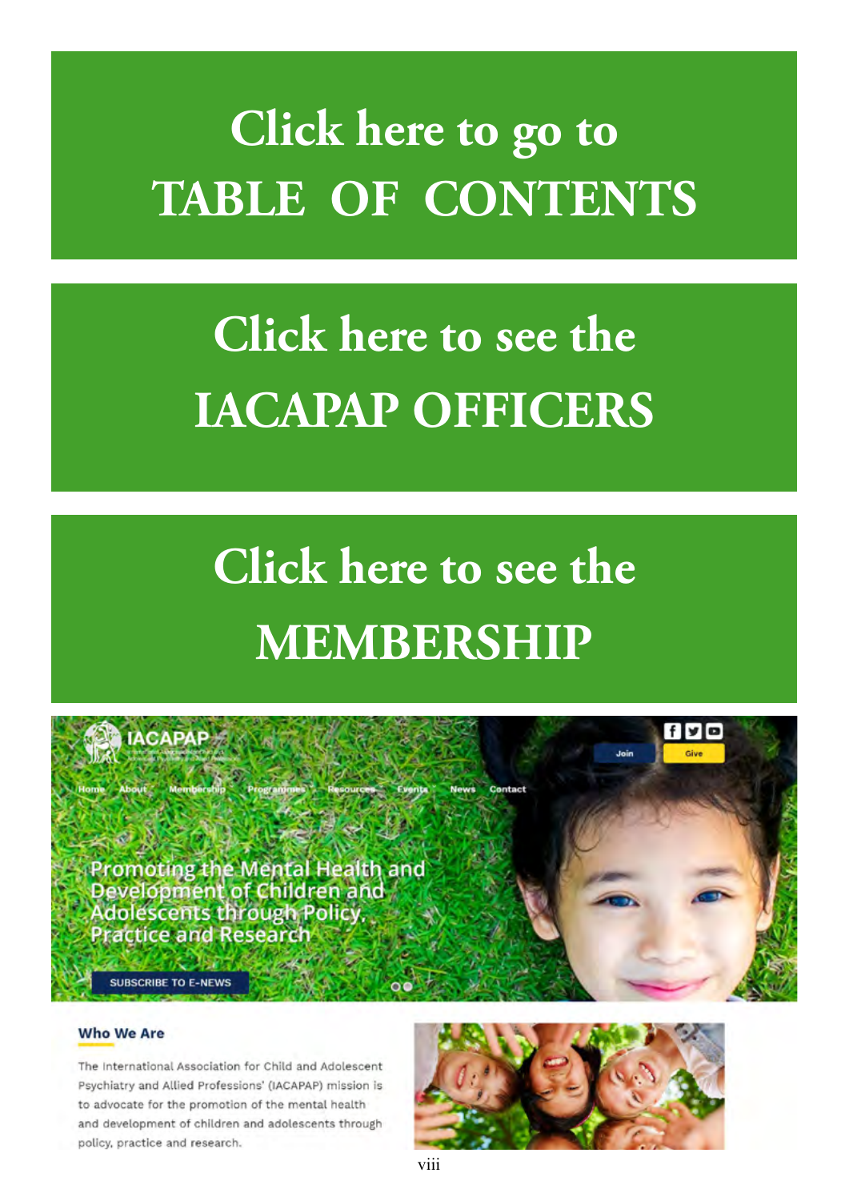# Click here to go to TABLE OF CONTENTS

# Click here to see the IACAPAP OFFICERS

# Click here to see the MEMBERSHIP

IACAPAP

Home About Membership Programmes Resources Events News Contact

Join Give

Promoting the Mental Health and Development of Children and Adolescents through Policy, Practice and Research

SUBSCRIBE TO E-NEWS

**Who We Are**

The International Association for Child and Adolescent Psychiatry and Allied Professions' (IACAPAP) mission is to advocate for the promotion of the mental health and development of children and adolescents through policy, practice and research.